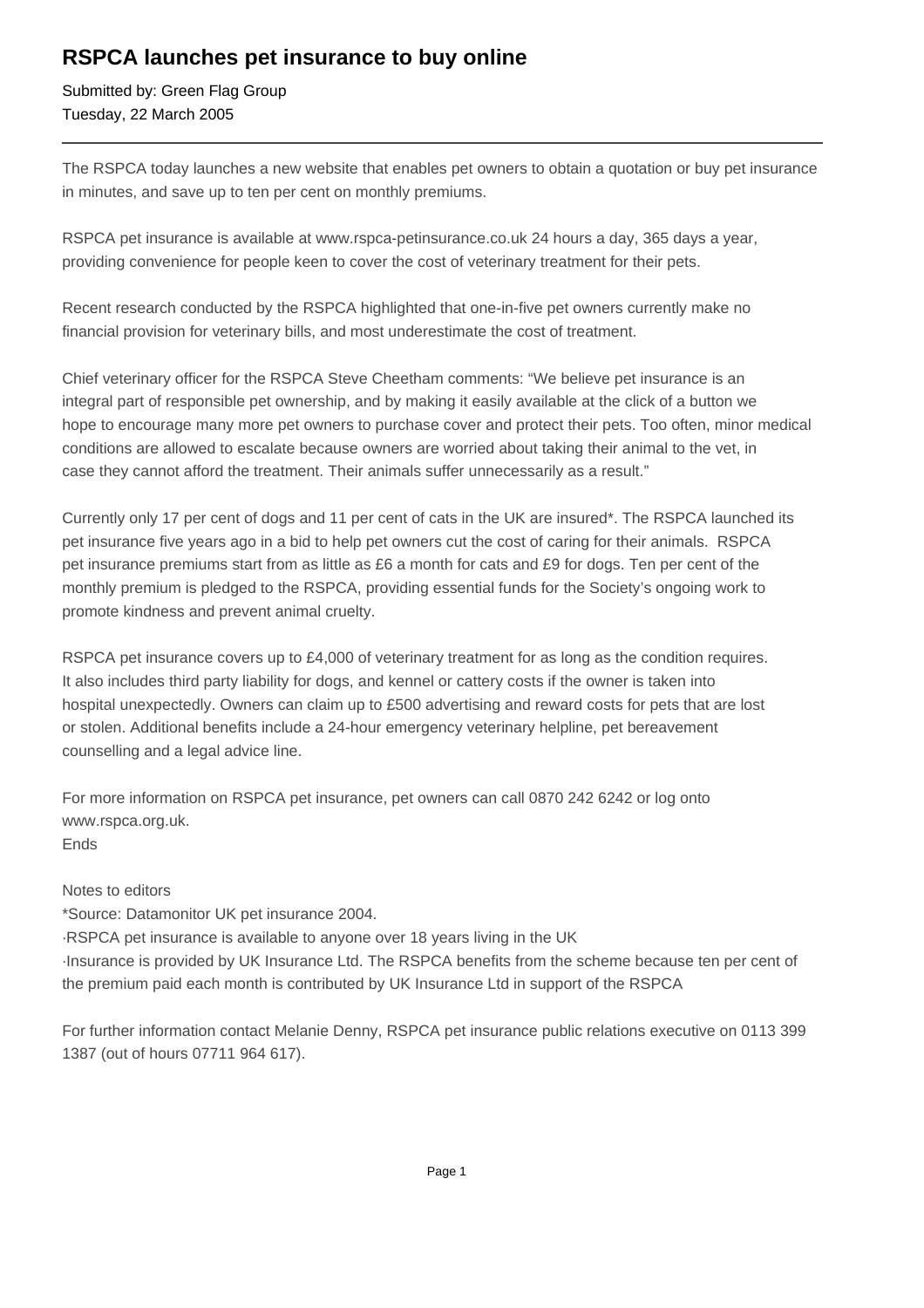# RSPCA launches pet insurance to buy online

Submitted by: Green Flag Group
Tuesday, 22 March 2005

---

The RSPCA today launches a new website that enables pet owners to obtain a quotation or buy pet insurance in minutes, and save up to ten per cent on monthly premiums.

RSPCA pet insurance is available at www.rspca-petinsurance.co.uk 24 hours a day, 365 days a year, providing convenience for people keen to cover the cost of veterinary treatment for their pets.

Recent research conducted by the RSPCA highlighted that one-in-five pet owners currently make no financial provision for veterinary bills, and most underestimate the cost of treatment.

Chief veterinary officer for the RSPCA Steve Cheetham comments: "We believe pet insurance is an integral part of responsible pet ownership, and by making it easily available at the click of a button we hope to encourage many more pet owners to purchase cover and protect their pets. Too often, minor medical conditions are allowed to escalate because owners are worried about taking their animal to the vet, in case they cannot afford the treatment. Their animals suffer unnecessarily as a result."

Currently only 17 per cent of dogs and 11 per cent of cats in the UK are insured*. The RSPCA launched its pet insurance five years ago in a bid to help pet owners cut the cost of caring for their animals. RSPCA pet insurance premiums start from as little as £6 a month for cats and £9 for dogs. Ten per cent of the monthly premium is pledged to the RSPCA, providing essential funds for the Society's ongoing work to promote kindness and prevent animal cruelty.

RSPCA pet insurance covers up to £4,000 of veterinary treatment for as long as the condition requires. It also includes third party liability for dogs, and kennel or cattery costs if the owner is taken into hospital unexpectedly. Owners can claim up to £500 advertising and reward costs for pets that are lost or stolen. Additional benefits include a 24-hour emergency veterinary helpline, pet bereavement counselling and a legal advice line.

For more information on RSPCA pet insurance, pet owners can call 0870 242 6242 or log onto www.rspca.org.uk.
Ends

Notes to editors
*Source: Datamonitor UK pet insurance 2004.
·RSPCA pet insurance is available to anyone over 18 years living in the UK
·Insurance is provided by UK Insurance Ltd. The RSPCA benefits from the scheme because ten per cent of the premium paid each month is contributed by UK Insurance Ltd in support of the RSPCA

For further information contact Melanie Denny, RSPCA pet insurance public relations executive on 0113 399 1387 (out of hours 07711 964 617).